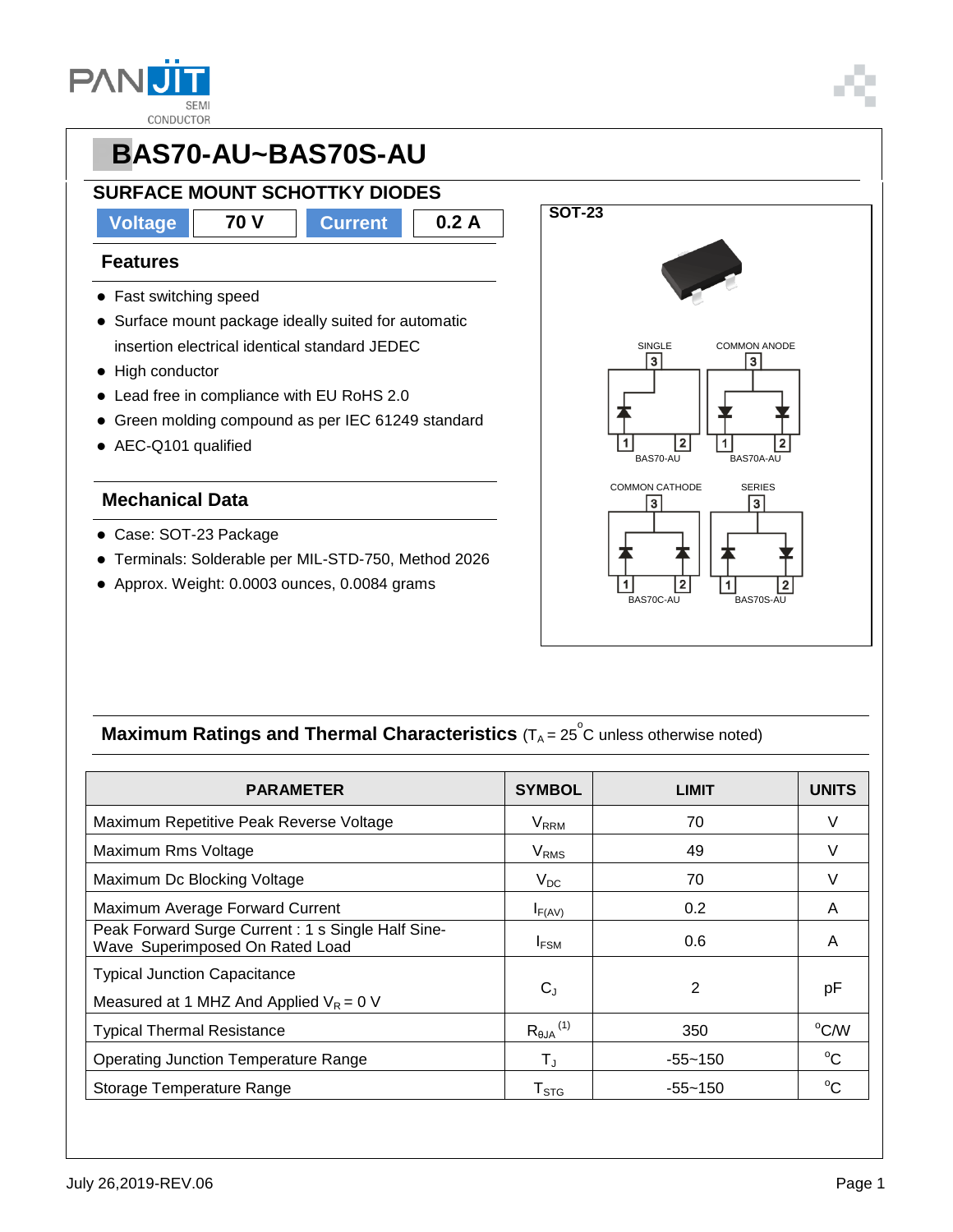# BAS70-AU~BAS70S-AU

## SURFACE MOUNT SCHOTTKY DIODES

| Voltage | 70 V | Current | 0.2 A |
|---|---|---|---|

### Features

- Fast switching speed
- Surface mount package ideally suited for automatic insertion electrical identical standard JEDEC
- High conductor
- Lead free in compliance with EU RoHS 2.0
- Green molding compound as per IEC 61249 standard
- AEC-Q101 qualified

### Mechanical Data

- Case: SOT-23 Package
- Terminals: Solderable per MIL-STD-750, Method 2026
- Approx. Weight: 0.0003 ounces, 0.0084 grams

**SOT-23**

SINGLE — BAS70-AU
COMMON ANODE — BAS70A-AU
COMMON CATHODE — BAS70C-AU
SERIES — BAS70S-AU

### Maximum Ratings and Thermal Characteristics ($T_A = 25^{\circ}C$ unless otherwise noted)

| PARAMETER | SYMBOL | LIMIT | UNITS |
|---|---|---|---|
| Maximum Repetitive Peak Reverse Voltage | $V_{RRM}$ | 70 | V |
| Maximum Rms Voltage | $V_{RMS}$ | 49 | V |
| Maximum Dc Blocking Voltage | $V_{DC}$ | 70 | V |
| Maximum Average Forward Current | $I_{F(AV)}$ | 0.2 | A |
| Peak Forward Surge Current : 1 s Single Half Sine-Wave Superimposed On Rated Load | $I_{FSM}$ | 0.6 | A |
| Typical Junction Capacitance Measured at 1 MHZ And Applied $V_R = 0$ V | $C_J$ | 2 | pF |
| Typical Thermal Resistance | $R_{\theta JA}$ (1) | 350 | $^{o}$C/W |
| Operating Junction Temperature Range | $T_J$ | -55~150 | $^{o}$C |
| Storage Temperature Range | $T_{STG}$ | -55~150 | $^{o}$C |

July 26,2019-REV.06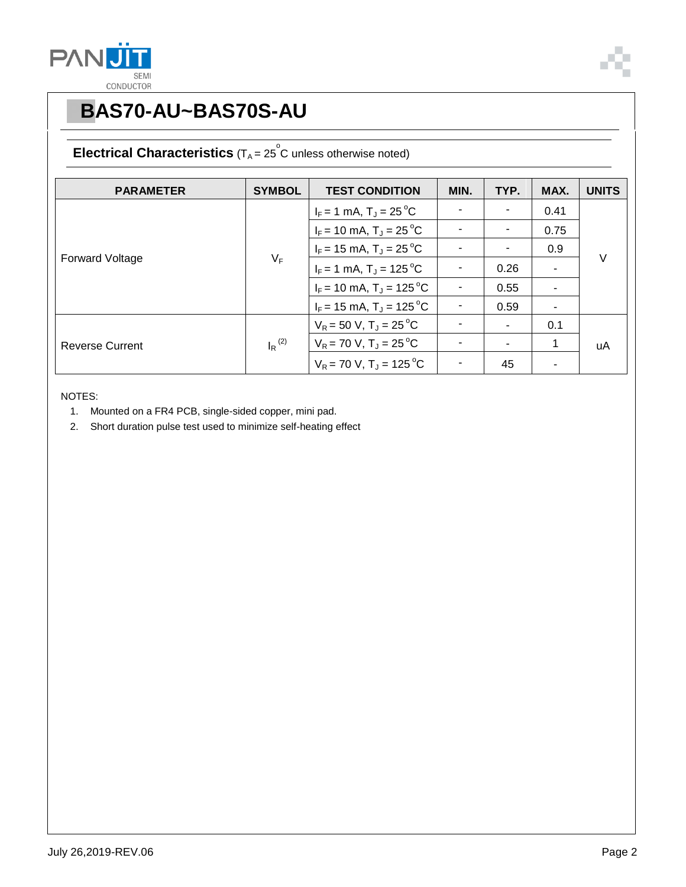# BAS70-AU~BAS70S-AU

## Electrical Characteristics ($T_A = 25^{\circ}C$ unless otherwise noted)

| PARAMETER | SYMBOL | TEST CONDITION | MIN. | TYP. | MAX. | UNITS |
|---|---|---|---|---|---|---|
| Forward Voltage | $V_F$ | $I_F = 1$ mA, $T_J = 25^{\circ}C$ | - | - | 0.41 | V |
| | | $I_F = 10$ mA, $T_J = 25^{\circ}C$ | - | - | 0.75 | |
| | | $I_F = 15$ mA, $T_J = 25^{\circ}C$ | - | - | 0.9 | |
| | | $I_F = 1$ mA, $T_J = 125^{\circ}C$ | - | 0.26 | - | |
| | | $I_F = 10$ mA, $T_J = 125^{\circ}C$ | - | 0.55 | - | |
| | | $I_F = 15$ mA, $T_J = 125^{\circ}C$ | - | 0.59 | - | |
| Reverse Current | $I_R$ (2) | $V_R = 50$ V, $T_J = 25^{\circ}C$ | - | - | 0.1 | uA |
| | | $V_R = 70$ V, $T_J = 25^{\circ}C$ | - | - | 1 | |
| | | $V_R = 70$ V, $T_J = 125^{\circ}C$ | - | 45 | - | |

NOTES:

1. Mounted on a FR4 PCB, single-sided copper, mini pad.
2. Short duration pulse test used to minimize self-heating effect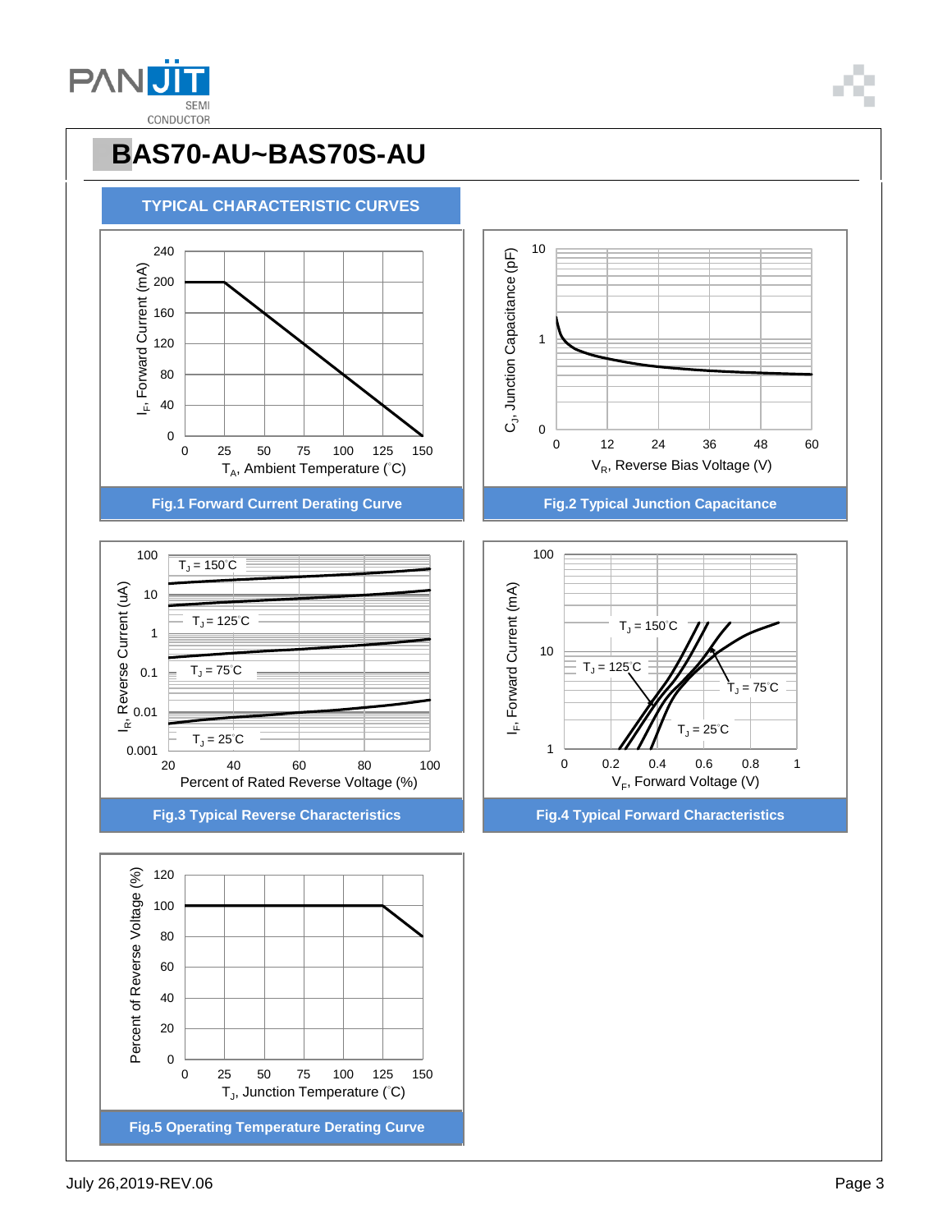# BAS70-AU~BAS70S-AU

## TYPICAL CHARACTERISTIC CURVES

Fig.1 Forward Current Derating Curve

Fig.2 Typical Junction Capacitance

Fig.3 Typical Reverse Characteristics

Fig.4 Typical Forward Characteristics

Fig.5 Operating Temperature Derating Curve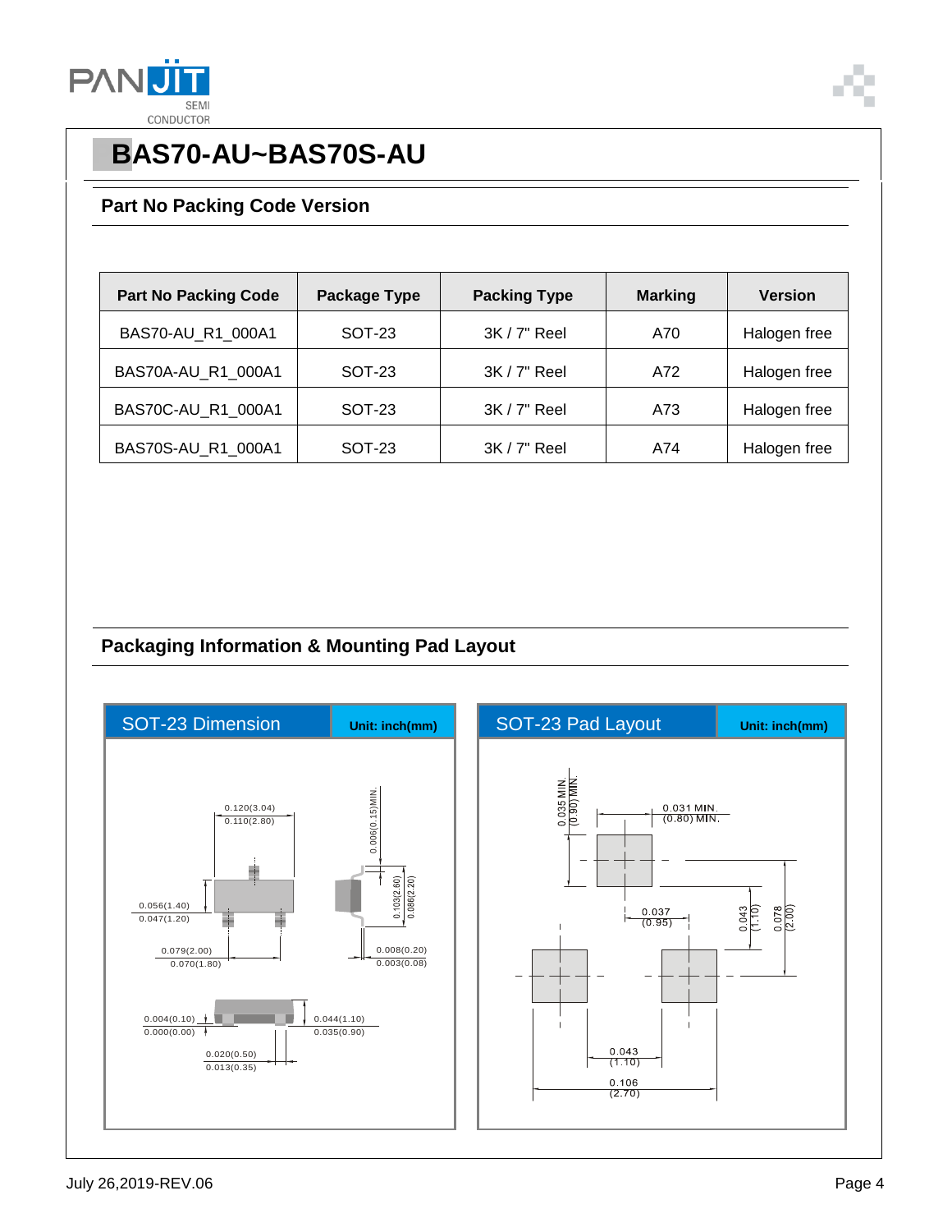# BAS70-AU~BAS70S-AU

## Part No Packing Code Version

| Part No Packing Code | Package Type | Packing Type | Marking | Version |
|---|---|---|---|---|
| BAS70-AU_R1_000A1 | SOT-23 | 3K / 7" Reel | A70 | Halogen free |
| BAS70A-AU_R1_000A1 | SOT-23 | 3K / 7" Reel | A72 | Halogen free |
| BAS70C-AU_R1_000A1 | SOT-23 | 3K / 7" Reel | A73 | Halogen free |
| BAS70S-AU_R1_000A1 | SOT-23 | 3K / 7" Reel | A74 | Halogen free |

## Packaging Information & Mounting Pad Layout

**SOT-23 Dimension** Unit: inch(mm)

0.120(3.04)
0.110(2.80)

0.006(0.15)MIN.

0.056(1.40)
0.047(1.20)

0.103(2.60)
0.086(2.20)

0.079(2.00)
0.070(1.80)

0.008(0.20)
0.003(0.08)

0.004(0.10)
0.000(0.00)

0.044(1.10)
0.035(0.90)

0.020(0.50)
0.013(0.35)

**SOT-23 Pad Layout** Unit: inch(mm)

0.035 MIN.
(0.90) MIN.

0.031 MIN.
(0.80) MIN.

0.037
(0.95)

0.043
(1.10)

0.078
(2.00)

0.043
(1.10)

0.106
(2.70)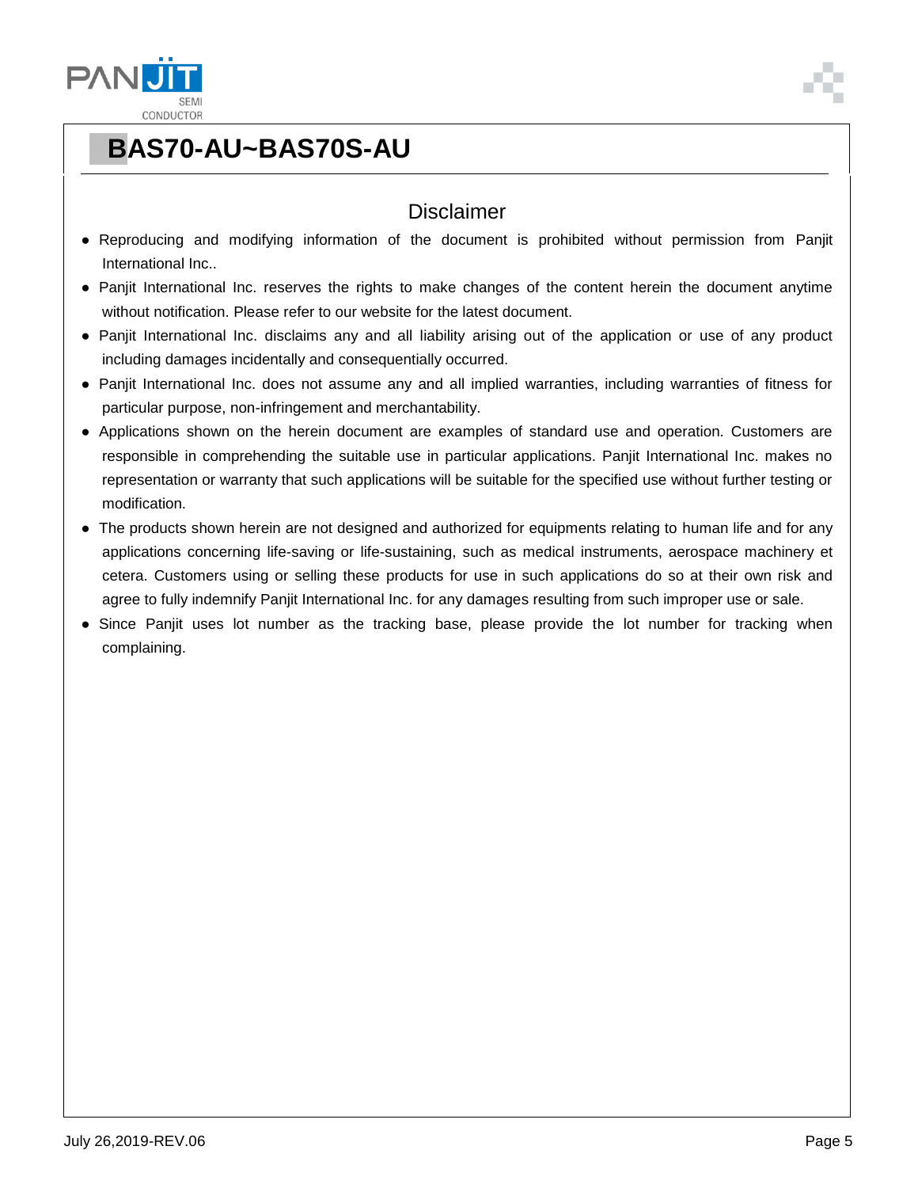## Disclaimer

- Reproducing and modifying information of the document is prohibited without permission from Panjit International Inc..
- Panjit International Inc. reserves the rights to make changes of the content herein the document anytime without notification. Please refer to our website for the latest document.
- Panjit International Inc. disclaims any and all liability arising out of the application or use of any product including damages incidentally and consequentially occurred.
- Panjit International Inc. does not assume any and all implied warranties, including warranties of fitness for particular purpose, non-infringement and merchantability.
- Applications shown on the herein document are examples of standard use and operation. Customers are responsible in comprehending the suitable use in particular applications. Panjit International Inc. makes no representation or warranty that such applications will be suitable for the specified use without further testing or modification.
- The products shown herein are not designed and authorized for equipments relating to human life and for any applications concerning life-saving or life-sustaining, such as medical instruments, aerospace machinery et cetera. Customers using or selling these products for use in such applications do so at their own risk and agree to fully indemnify Panjit International Inc. for any damages resulting from such improper use or sale.
- Since Panjit uses lot number as the tracking base, please provide the lot number for tracking when complaining.